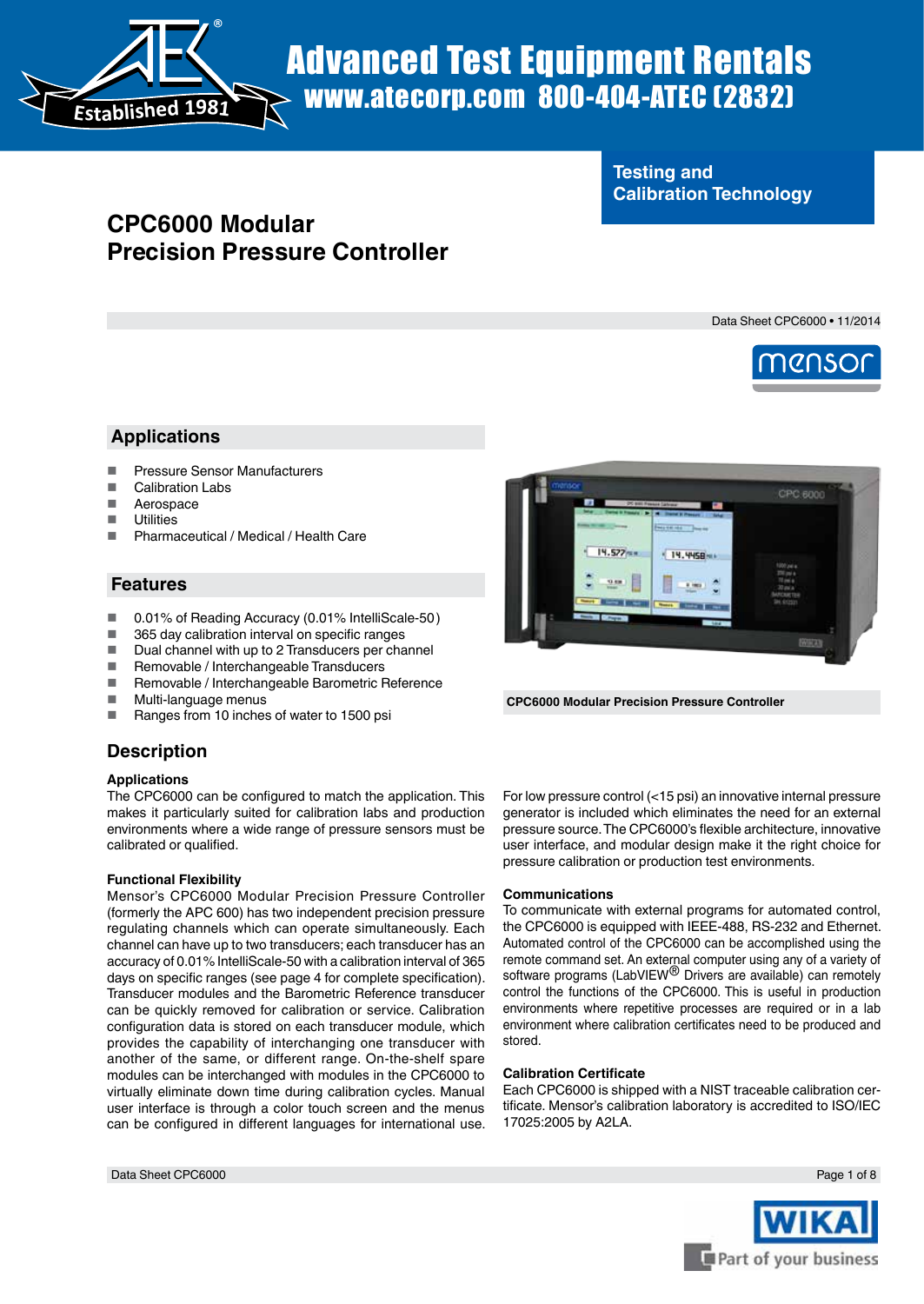Advanced Test Equipment Rentals
www.atecorp.com 800-404-ATEC (2832)

Testing and Calibration Technology

# CPC6000 Modular Precision Pressure Controller

Data Sheet CPC6000 • 11/2014

## Applications

- Pressure Sensor Manufacturers
- Calibration Labs
- Aerospace
- Utilities
- Pharmaceutical / Medical / Health Care

## Features

- 0.01% of Reading Accuracy (0.01% IntelliScale-50)
- 365 day calibration interval on specific ranges
- Dual channel with up to 2 Transducers per channel
- Removable / Interchangeable Transducers
- Removable / Interchangeable Barometric Reference
- Multi-language menus
- Ranges from 10 inches of water to 1500 psi

CPC6000 Modular Precision Pressure Controller

## Description

### Applications

The CPC6000 can be configured to match the application. This makes it particularly suited for calibration labs and production environments where a wide range of pressure sensors must be calibrated or qualified.

### Functional Flexibility

Mensor's CPC6000 Modular Precision Pressure Controller (formerly the APC 600) has two independent precision pressure regulating channels which can operate simultaneously. Each channel can have up to two transducers; each transducer has an accuracy of 0.01% IntelliScale-50 with a calibration interval of 365 days on specific ranges (see page 4 for complete specification). Transducer modules and the Barometric Reference transducer can be quickly removed for calibration or service. Calibration configuration data is stored on each transducer module, which provides the capability of interchanging one transducer with another of the same, or different range. On-the-shelf spare modules can be interchanged with modules in the CPC6000 to virtually eliminate down time during calibration cycles. Manual user interface is through a color touch screen and the menus can be configured in different languages for international use.

For low pressure control (<15 psi) an innovative internal pressure generator is included which eliminates the need for an external pressure source. The CPC6000's flexible architecture, innovative user interface, and modular design make it the right choice for pressure calibration or production test environments.

### Communications

To communicate with external programs for automated control, the CPC6000 is equipped with IEEE-488, RS-232 and Ethernet. Automated control of the CPC6000 can be accomplished using the remote command set. An external computer using any of a variety of software programs (LabVIEW® Drivers are available) can remotely control the functions of the CPC6000. This is useful in production environments where repetitive processes are required or in a lab environment where calibration certificates need to be produced and stored.

### Calibration Certificate

Each CPC6000 is shipped with a NIST traceable calibration certificate. Mensor's calibration laboratory is accredited to ISO/IEC 17025:2005 by A2LA.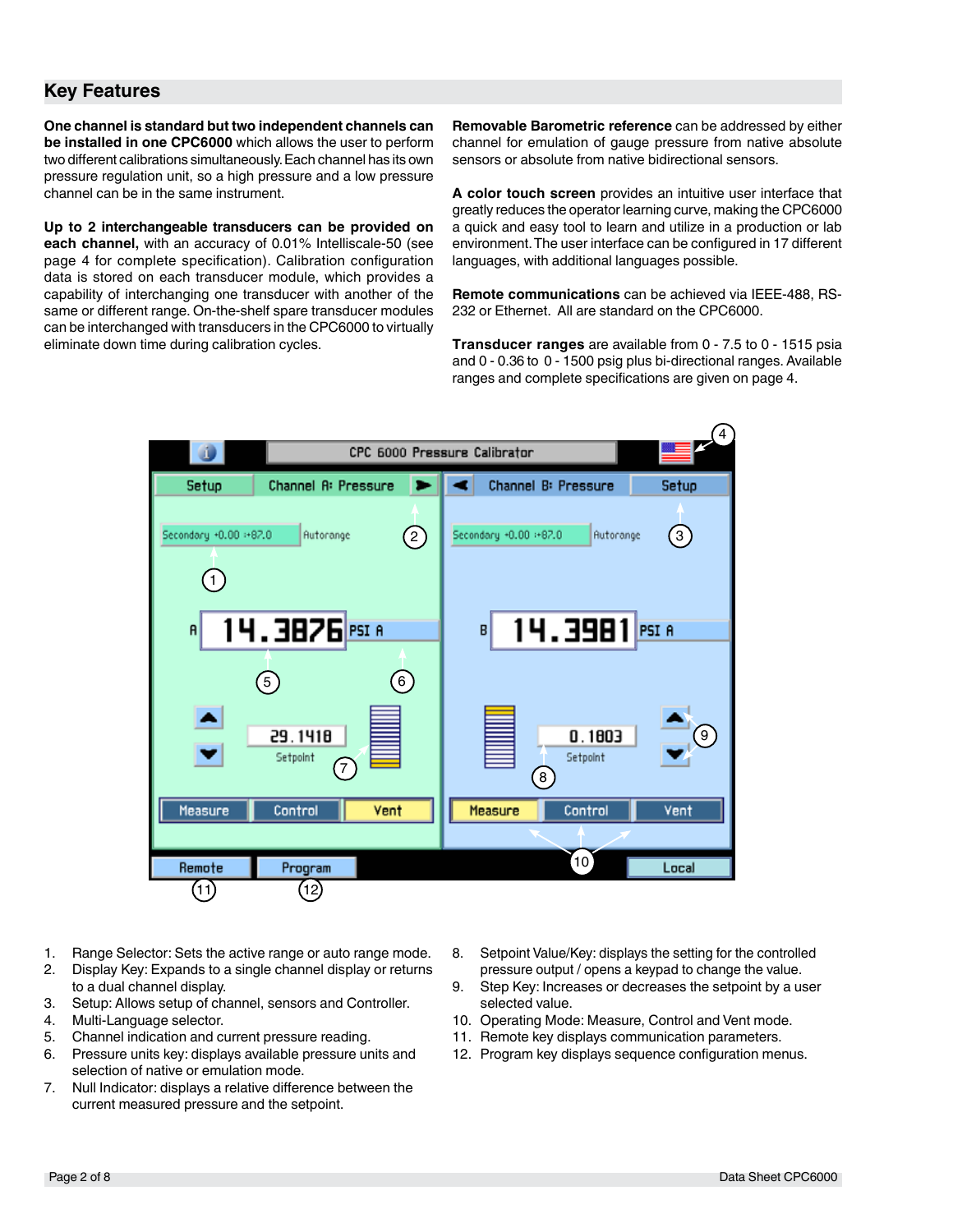## Key Features

**One channel is standard but two independent channels can be installed in one CPC6000** which allows the user to perform two different calibrations simultaneously. Each channel has its own pressure regulation unit, so a high pressure and a low pressure channel can be in the same instrument.

**Up to 2 interchangeable transducers can be provided on each channel,** with an accuracy of 0.01% Intelliscale-50 (see page 4 for complete specification). Calibration configuration data is stored on each transducer module, which provides a capability of interchanging one transducer with another of the same or different range. On-the-shelf spare transducer modules can be interchanged with transducers in the CPC6000 to virtually eliminate down time during calibration cycles.

**Removable Barometric reference** can be addressed by either channel for emulation of gauge pressure from native absolute sensors or absolute from native bidirectional sensors.

**A color touch screen** provides an intuitive user interface that greatly reduces the operator learning curve, making the CPC6000 a quick and easy tool to learn and utilize in a production or lab environment. The user interface can be configured in 17 different languages, with additional languages possible.

**Remote communications** can be achieved via IEEE-488, RS-232 or Ethernet. All are standard on the CPC6000.

**Transducer ranges** are available from 0 - 7.5 to 0 - 1515 psia and 0 - 0.36 to 0 - 1500 psig plus bi-directional ranges. Available ranges and complete specifications are given on page 4.

1. Range Selector: Sets the active range or auto range mode.
2. Display Key: Expands to a single channel display or returns to a dual channel display.
3. Setup: Allows setup of channel, sensors and Controller.
4. Multi-Language selector.
5. Channel indication and current pressure reading.
6. Pressure units key: displays available pressure units and selection of native or emulation mode.
7. Null Indicator: displays a relative difference between the current measured pressure and the setpoint.
8. Setpoint Value/Key: displays the setting for the controlled pressure output / opens a keypad to change the value.
9. Step Key: Increases or decreases the setpoint by a user selected value.
10. Operating Mode: Measure, Control and Vent mode.
11. Remote key displays communication parameters.
12. Program key displays sequence configuration menus.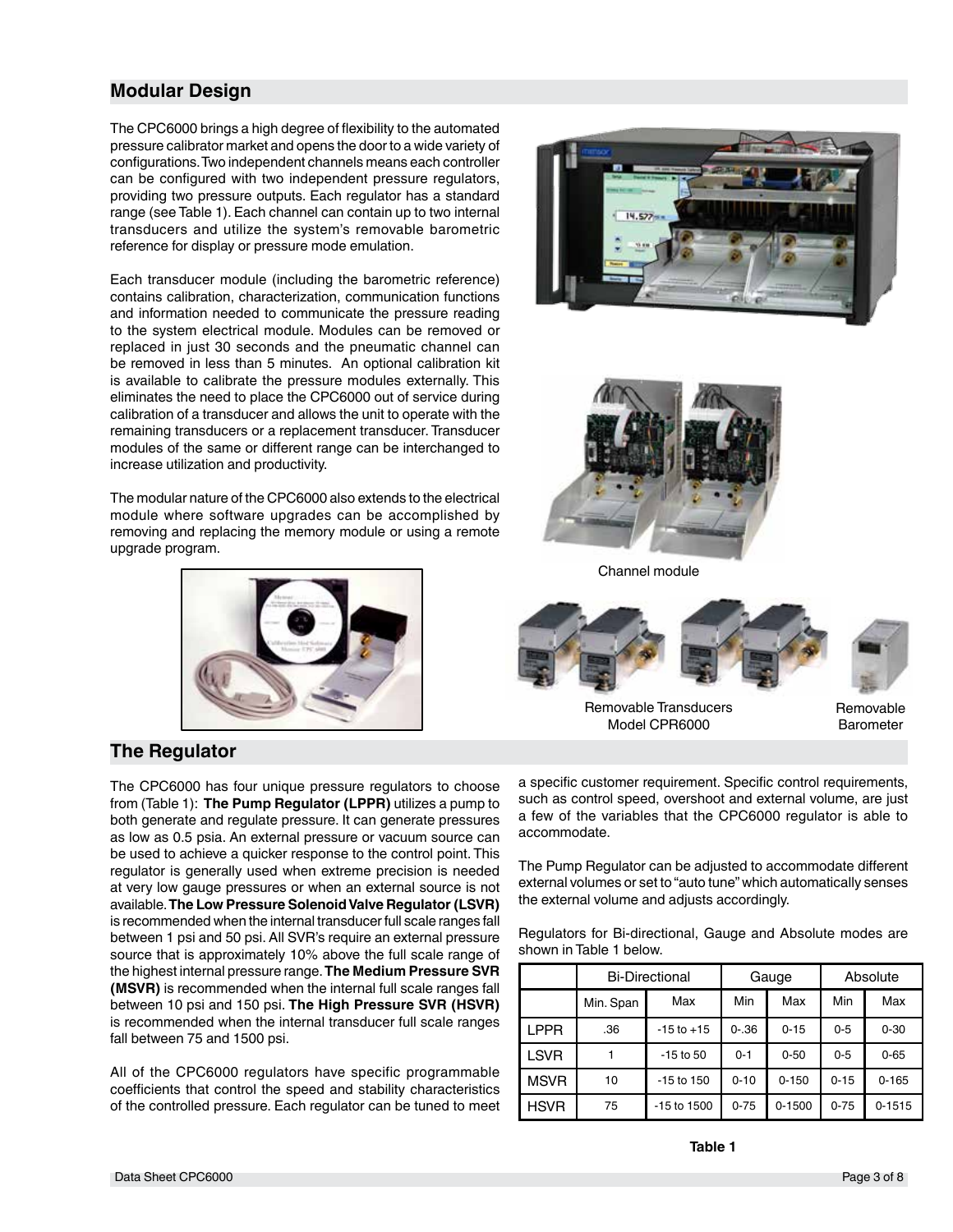## Modular Design

The CPC6000 brings a high degree of flexibility to the automated pressure calibrator market and opens the door to a wide variety of configurations. Two independent channels means each controller can be configured with two independent pressure regulators, providing two pressure outputs. Each regulator has a standard range (see Table 1). Each channel can contain up to two internal transducers and utilize the system's removable barometric reference for display or pressure mode emulation.

Each transducer module (including the barometric reference) contains calibration, characterization, communication functions and information needed to communicate the pressure reading to the system electrical module. Modules can be removed or replaced in just 30 seconds and the pneumatic channel can be removed in less than 5 minutes. An optional calibration kit is available to calibrate the pressure modules externally. This eliminates the need to place the CPC6000 out of service during calibration of a transducer and allows the unit to operate with the remaining transducers or a replacement transducer. Transducer modules of the same or different range can be interchanged to increase utilization and productivity.

The modular nature of the CPC6000 also extends to the electrical module where software upgrades can be accomplished by removing and replacing the memory module or using a remote upgrade program.

Channel module

Removable Transducers Model CPR6000

Removable Barometer

## The Regulator

The CPC6000 has four unique pressure regulators to choose from (Table 1): **The Pump Regulator (LPPR)** utilizes a pump to both generate and regulate pressure. It can generate pressures as low as 0.5 psia. An external pressure or vacuum source can be used to achieve a quicker response to the control point. This regulator is generally used when extreme precision is needed at very low gauge pressures or when an external source is not available. **The Low Pressure Solenoid Valve Regulator (LSVR)** is recommended when the internal transducer full scale ranges fall between 1 psi and 50 psi. All SVR's require an external pressure source that is approximately 10% above the full scale range of the highest internal pressure range. **The Medium Pressure SVR (MSVR)** is recommended when the internal full scale ranges fall between 10 psi and 150 psi. **The High Pressure SVR (HSVR)** is recommended when the internal transducer full scale ranges fall between 75 and 1500 psi.

All of the CPC6000 regulators have specific programmable coefficients that control the speed and stability characteristics of the controlled pressure. Each regulator can be tuned to meet a specific customer requirement. Specific control requirements, such as control speed, overshoot and external volume, are just a few of the variables that the CPC6000 regulator is able to accommodate.

The Pump Regulator can be adjusted to accommodate different external volumes or set to "auto tune" which automatically senses the external volume and adjusts accordingly.

Regulators for Bi-directional, Gauge and Absolute modes are shown in Table 1 below.

| | Bi-Directional | | Gauge | | Absolute | |
|---|---|---|---|---|---|---|
| | Min. Span | Max | Min | Max | Min | Max |
| LPPR | .36 | -15 to +15 | 0-.36 | 0-15 | 0-5 | 0-30 |
| LSVR | 1 | -15 to 50 | 0-1 | 0-50 | 0-5 | 0-65 |
| MSVR | 10 | -15 to 150 | 0-10 | 0-150 | 0-15 | 0-165 |
| HSVR | 75 | -15 to 1500 | 0-75 | 0-1500 | 0-75 | 0-1515 |

**Table 1**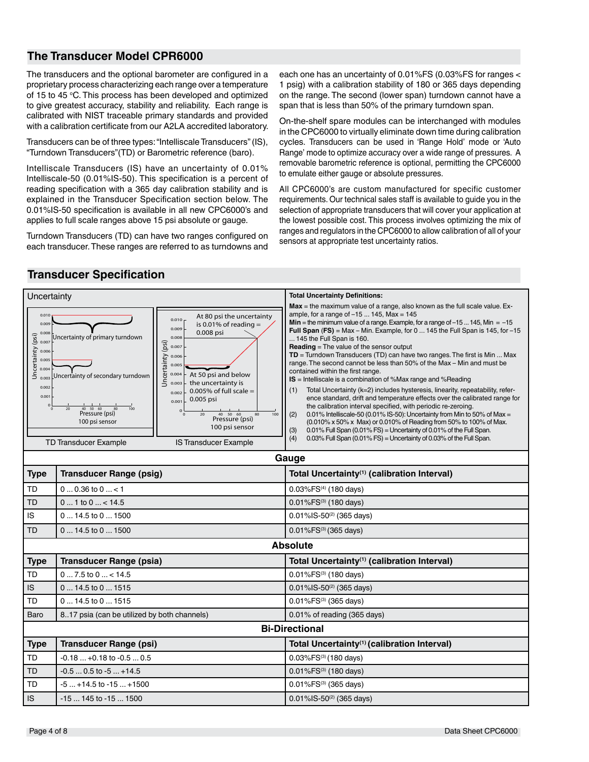## The Transducer Model CPR6000

The transducers and the optional barometer are configured in a proprietary process characterizing each range over a temperature of 15 to 45 °C. This process has been developed and optimized to give greatest accuracy, stability and reliability. Each range is calibrated with NIST traceable primary standards and provided with a calibration certificate from our A2LA accredited laboratory.

Transducers can be of three types: "Intelliscale Transducers" (IS), "Turndown Transducers" (TD) or Barometric reference (baro).

Intelliscale Transducers (IS) have an uncertainty of 0.01% Intelliscale-50 (0.01%IS-50). This specification is a percent of reading specification with a 365 day calibration stability and is explained in the Transducer Specification section below. The 0.01%IS-50 specification is available in all new CPC6000's and applies to full scale ranges above 15 psi absolute or gauge.

Turndown Transducers (TD) can have two ranges configured on each transducer. These ranges are referred to as turndowns and each one has an uncertainty of 0.01%FS (0.03%FS for ranges < 1 psig) with a calibration stability of 180 or 365 days depending on the range. The second (lower span) turndown cannot have a span that is less than 50% of the primary turndown span.

On-the-shelf spare modules can be interchanged with modules in the CPC6000 to virtually eliminate down time during calibration cycles. Transducers can be used in 'Range Hold' mode or 'Auto Range' mode to optimize accuracy over a wide range of pressures. A removable barometric reference is optional, permitting the CPC6000 to emulate either gauge or absolute pressures.

All CPC6000's are custom manufactured for specific customer requirements. Our technical sales staff is available to guide you in the selection of appropriate transducers that will cover your application at the lowest possible cost. This process involves optimizing the mix of ranges and regulators in the CPC6000 to allow calibration of all of your sensors at appropriate test uncertainty ratios.

## Transducer Specification

### Uncertainty

TD Transducer Example: Uncertainty (psi) vs. Pressure (psi), 100 psi sensor — Uncertainty of primary turndown; Uncertainty of secondary turndown.

IS Transducer Example: Uncertainty (psi) vs. Pressure (psi), 100 psi sensor — At 80 psi the uncertainty is 0.01% of reading = 0.008 psi; At 50 psi and below the uncertainty is 0.005% of full scale = 0.005 psi.

**Total Uncertainty Definitions:**

**Max** = the maximum value of a range, also known as the full scale value. Example, for a range of –15 ... 145, Max = 145
**Min** = the minimum value of a range. Example, for a range of –15 ... 145, Min = –15
**Full Span** (**FS**) = Max – Min. Example, for 0 ... 145 the Full Span is 145, for –15 ... 145 the Full Span is 160.
**Reading** = The value of the sensor output
**TD** = Turndown Transducers (TD) can have two ranges. The first is Min ... Max range. The second cannot be less than 50% of the Max – Min and must be contained within the first range.
**IS** = Intelliscale is a combination of %Max range and %Reading

(1) Total Uncertainty (k=2) includes hysteresis, linearity, repeatability, reference standard, drift and temperature effects over the calibrated range for the calibration interval specified, with periodic re-zeroing.
(2) 0.01% Intelliscale-50 (0.01% IS-50): Uncertainty from Min to 50% of Max = (0.010% x 50% x Max) or 0.010% of Reading from 50% to 100% of Max.
(3) 0.01% Full Span (0.01% FS) = Uncertainty of 0.01% of the Full Span.
(4) 0.03% Full Span (0.01% FS) = Uncertainty of 0.03% of the Full Span.

**Gauge**

| Type | Transducer Range (psig) | Total Uncertainty(1) (calibration Interval) |
|---|---|---|
| TD | 0 ... 0.36 to 0 ... < 1 | 0.03%FS(4) (180 days) |
| TD | 0 ... 1 to 0 ... < 14.5 | 0.01%FS(3) (180 days) |
| IS | 0 ... 14.5 to 0 ... 1500 | 0.01%IS-50(2) (365 days) |
| TD | 0 ... 14.5 to 0 ... 1500 | 0.01%FS(3) (365 days) |

**Absolute**

| Type | Transducer Range (psia) | Total Uncertainty(1) (calibration Interval) |
|---|---|---|
| TD | 0 ... 7.5 to 0 ... < 14.5 | 0.01%FS(3) (180 days) |
| IS | 0 ... 14.5 to 0 ... 1515 | 0.01%IS-50(2) (365 days) |
| TD | 0 ... 14.5 to 0 ... 1515 | 0.01%FS(3) (365 days) |
| Baro | 8..17 psia (can be utilized by both channels) | 0.01% of reading (365 days) |

**Bi-Directional**

| Type | Transducer Range (psi) | Total Uncertainty(1) (calibration Interval) |
|---|---|---|
| TD | -0.18 ... +0.18 to -0.5 ... 0.5 | 0.03%FS(3) (180 days) |
| TD | -0.5 ... 0.5 to -5 ... +14.5 | 0.01%FS(3) (180 days) |
| TD | -5 ... +14.5 to -15 ... +1500 | 0.01%FS(3) (365 days) |
| IS | -15 ... 145 to -15 ... 1500 | 0.01%IS-50(2) (365 days) |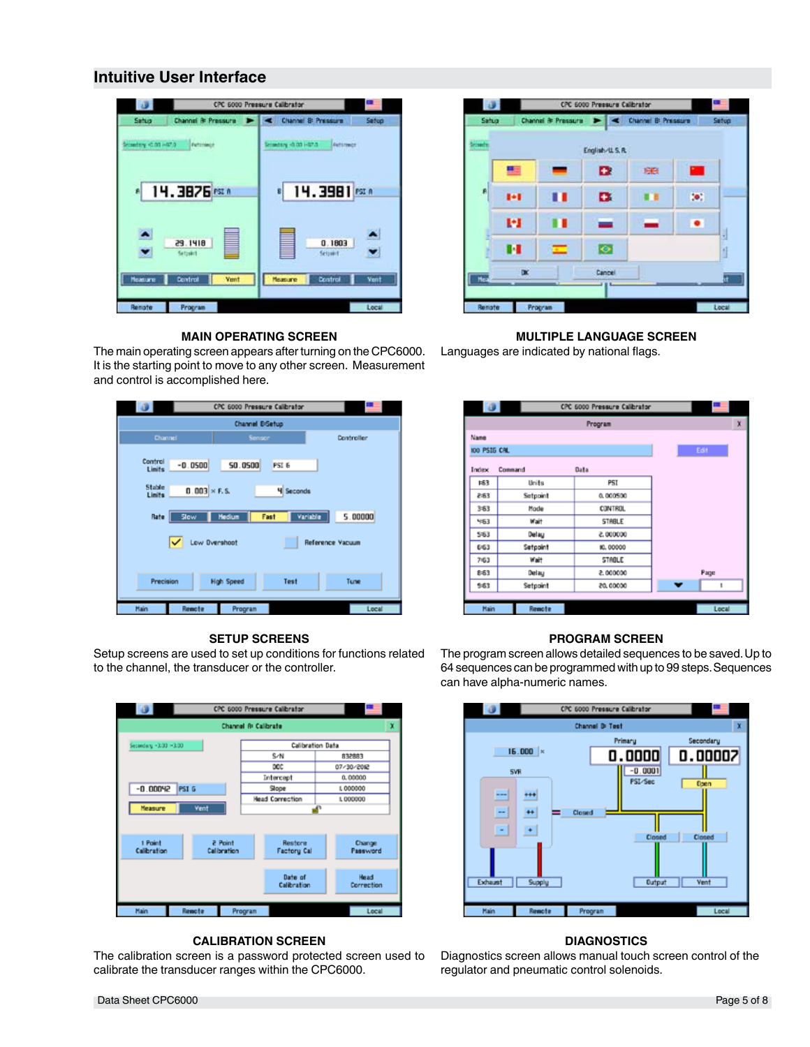## Intuitive User Interface

**MAIN OPERATING SCREEN**

The main operating screen appears after turning on the CPC6000. It is the starting point to move to any other screen. Measurement and control is accomplished here.

**MULTIPLE LANGUAGE SCREEN**

Languages are indicated by national flags.

**SETUP SCREENS**

Setup screens are used to set up conditions for functions related to the channel, the transducer or the controller.

**PROGRAM SCREEN**

The program screen allows detailed sequences to be saved. Up to 64 sequences can be programmed with up to 99 steps. Sequences can have alpha-numeric names.

**CALIBRATION SCREEN**

The calibration screen is a password protected screen used to calibrate the transducer ranges within the CPC6000.

**DIAGNOSTICS**

Diagnostics screen allows manual touch screen control of the regulator and pneumatic control solenoids.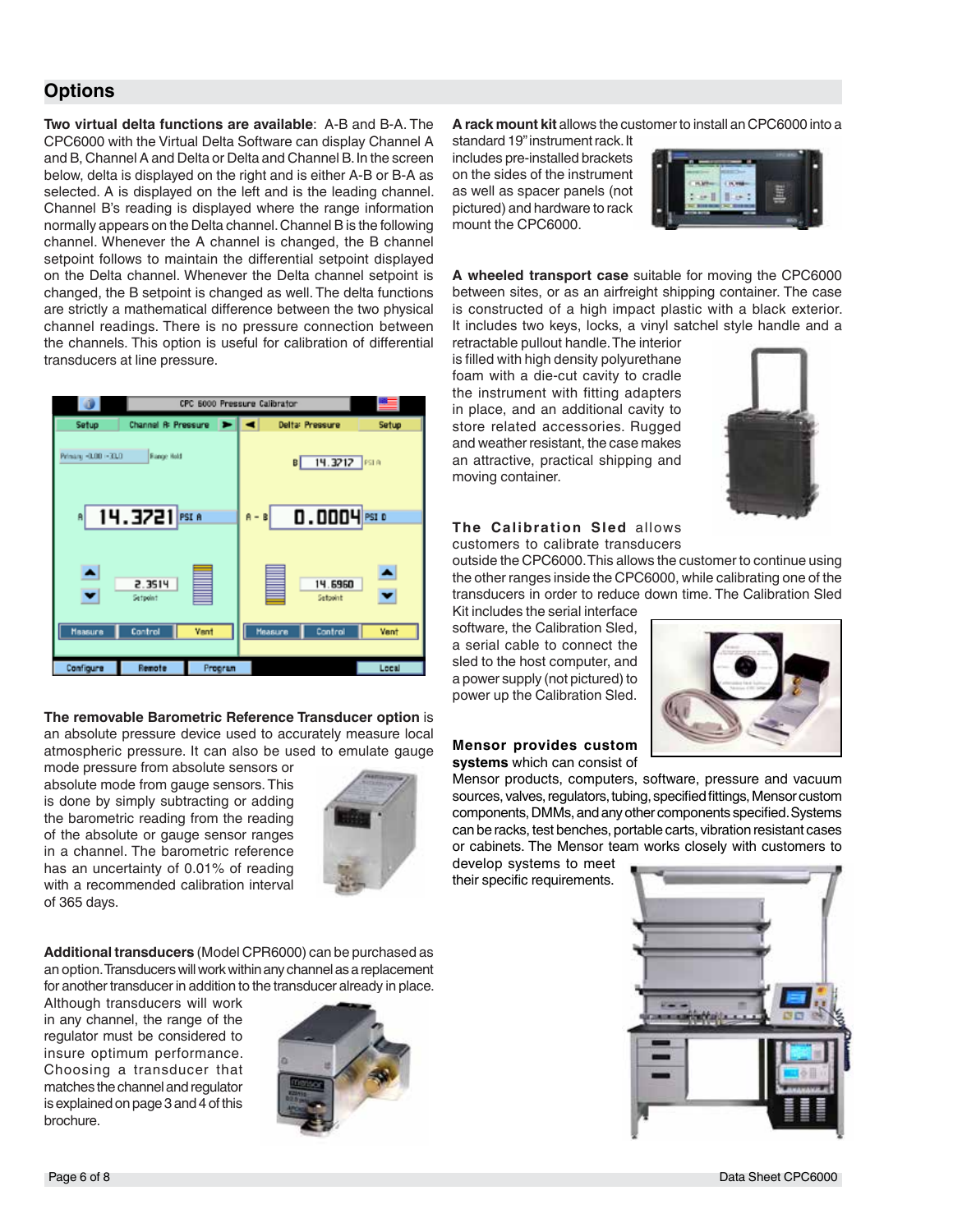## Options

**Two virtual delta functions are available**: A-B and B-A. The CPC6000 with the Virtual Delta Software can display Channel A and B, Channel A and Delta or Delta and Channel B. In the screen below, delta is displayed on the right and is either A-B or B-A as selected. A is displayed on the left and is the leading channel. Channel B's reading is displayed where the range information normally appears on the Delta channel. Channel B is the following channel. Whenever the A channel is changed, the B channel setpoint follows to maintain the differential setpoint displayed on the Delta channel. Whenever the Delta channel setpoint is changed, the B setpoint is changed as well. The delta functions are strictly a mathematical difference between the two physical channel readings. There is no pressure connection between the channels. This option is useful for calibration of differential transducers at line pressure.

**The removable Barometric Reference Transducer option** is an absolute pressure device used to accurately measure local atmospheric pressure. It can also be used to emulate gauge mode pressure from absolute sensors or absolute mode from gauge sensors. This is done by simply subtracting or adding the barometric reading from the reading of the absolute or gauge sensor ranges in a channel. The barometric reference has an uncertainty of 0.01% of reading with a recommended calibration interval of 365 days.

**Additional transducers** (Model CPR6000) can be purchased as an option. Transducers will work within any channel as a replacement for another transducer in addition to the transducer already in place. Although transducers will work in any channel, the range of the regulator must be considered to insure optimum performance. Choosing a transducer that matches the channel and regulator is explained on page 3 and 4 of this brochure.

**A rack mount kit** allows the customer to install an CPC6000 into a standard 19" instrument rack. It includes pre-installed brackets on the sides of the instrument as well as spacer panels (not pictured) and hardware to rack mount the CPC6000.

**A wheeled transport case** suitable for moving the CPC6000 between sites, or as an airfreight shipping container. The case is constructed of a high impact plastic with a black exterior. It includes two keys, locks, a vinyl satchel style handle and a retractable pullout handle. The interior is filled with high density polyurethane foam with a die-cut cavity to cradle the instrument with fitting adapters in place, and an additional cavity to store related accessories. Rugged and weather resistant, the case makes an attractive, practical shipping and moving container.

**The Calibration Sled** allows customers to calibrate transducers outside the CPC6000. This allows the customer to continue using the other ranges inside the CPC6000, while calibrating one of the transducers in order to reduce down time. The Calibration Sled Kit includes the serial interface software, the Calibration Sled, a serial cable to connect the sled to the host computer, and a power supply (not pictured) to power up the Calibration Sled.

**Mensor provides custom systems** which can consist of Mensor products, computers, software, pressure and vacuum sources, valves, regulators, tubing, specified fittings, Mensor custom components, DMMs, and any other components specified. Systems can be racks, test benches, portable carts, vibration resistant cases or cabinets. The Mensor team works closely with customers to develop systems to meet their specific requirements.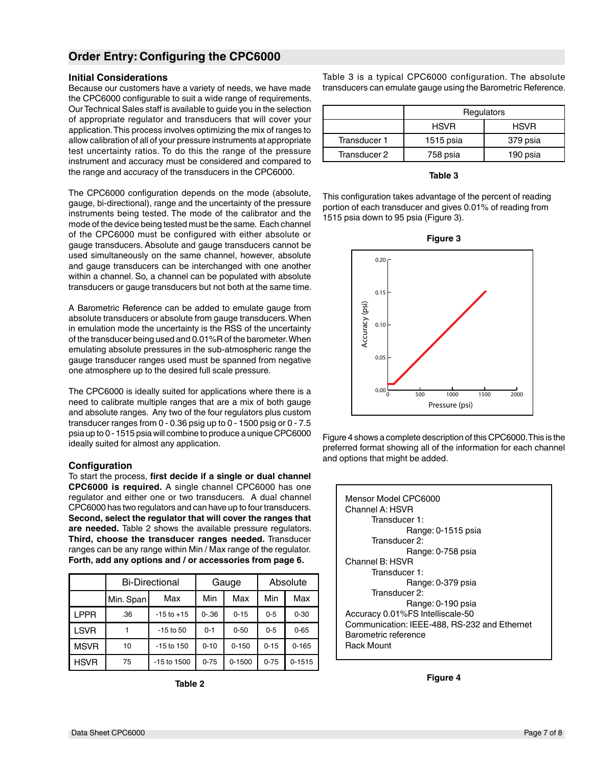## Order Entry: Configuring the CPC6000

### Initial Considerations

Because our customers have a variety of needs, we have made the CPC6000 configurable to suit a wide range of requirements. Our Technical Sales staff is available to guide you in the selection of appropriate regulator and transducers that will cover your application. This process involves optimizing the mix of ranges to allow calibration of all of your pressure instruments at appropriate test uncertainty ratios. To do this the range of the pressure instrument and accuracy must be considered and compared to the range and accuracy of the transducers in the CPC6000.

The CPC6000 configuration depends on the mode (absolute, gauge, bi-directional), range and the uncertainty of the pressure instruments being tested. The mode of the calibrator and the mode of the device being tested must be the same. Each channel of the CPC6000 must be configured with either absolute or gauge transducers. Absolute and gauge transducers cannot be used simultaneously on the same channel, however, absolute and gauge transducers can be interchanged with one another within a channel. So, a channel can be populated with absolute transducers or gauge transducers but not both at the same time.

A Barometric Reference can be added to emulate gauge from absolute transducers or absolute from gauge transducers. When in emulation mode the uncertainty is the RSS of the uncertainty of the transducer being used and 0.01%R of the barometer. When emulating absolute pressures in the sub-atmospheric range the gauge transducer ranges used must be spanned from negative one atmosphere up to the desired full scale pressure.

The CPC6000 is ideally suited for applications where there is a need to calibrate multiple ranges that are a mix of both gauge and absolute ranges. Any two of the four regulators plus custom transducer ranges from 0 - 0.36 psig up to 0 - 1500 psig or 0 - 7.5 psia up to 0 - 1515 psia will combine to produce a unique CPC6000 ideally suited for almost any application.

### Configuration

To start the process, **first decide if a single or dual channel CPC6000 is required.** A single channel CPC6000 has one regulator and either one or two transducers. A dual channel CPC6000 has two regulators and can have up to four transducers. **Second, select the regulator that will cover the ranges that are needed.** Table 2 shows the available pressure regulators. **Third, choose the transducer ranges needed.** Transducer ranges can be any range within Min / Max range of the regulator. **Forth, add any options and / or accessories from page 6.**

| | Bi-Directional | | Gauge | | Absolute | |
|---|---|---|---|---|---|---|
| | Min. Span | Max | Min | Max | Min | Max |
| LPPR | .36 | -15 to +15 | 0-.36 | 0-15 | 0-5 | 0-30 |
| LSVR | 1 | -15 to 50 | 0-1 | 0-50 | 0-5 | 0-65 |
| MSVR | 10 | -15 to 150 | 0-10 | 0-150 | 0-15 | 0-165 |
| HSVR | 75 | -15 to 1500 | 0-75 | 0-1500 | 0-75 | 0-1515 |

**Table 2**

Table 3 is a typical CPC6000 configuration. The absolute transducers can emulate gauge using the Barometric Reference.

| | Regulators | |
|---|---|---|
| | HSVR | HSVR |
| Transducer 1 | 1515 psia | 379 psia |
| Transducer 2 | 758 psia | 190 psia |

**Table 3**

This configuration takes advantage of the percent of reading portion of each transducer and gives 0.01% of reading from 1515 psia down to 95 psia (Figure 3).

**Figure 3**

Figure 4 shows a complete description of this CPC6000. This is the preferred format showing all of the information for each channel and options that might be added.

Mensor Model CPC6000  
Channel A: HSVR  
  Transducer 1:  
    Range: 0-1515 psia  
  Transducer 2:  
    Range: 0-758 psia  
Channel B: HSVR  
  Transducer 1:  
    Range: 0-379 psia  
  Transducer 2:  
    Range: 0-190 psia  
Accuracy 0.01%FS Intelliscale-50  
Communication: IEEE-488, RS-232 and Ethernet  
Barometric reference  
Rack Mount

**Figure 4**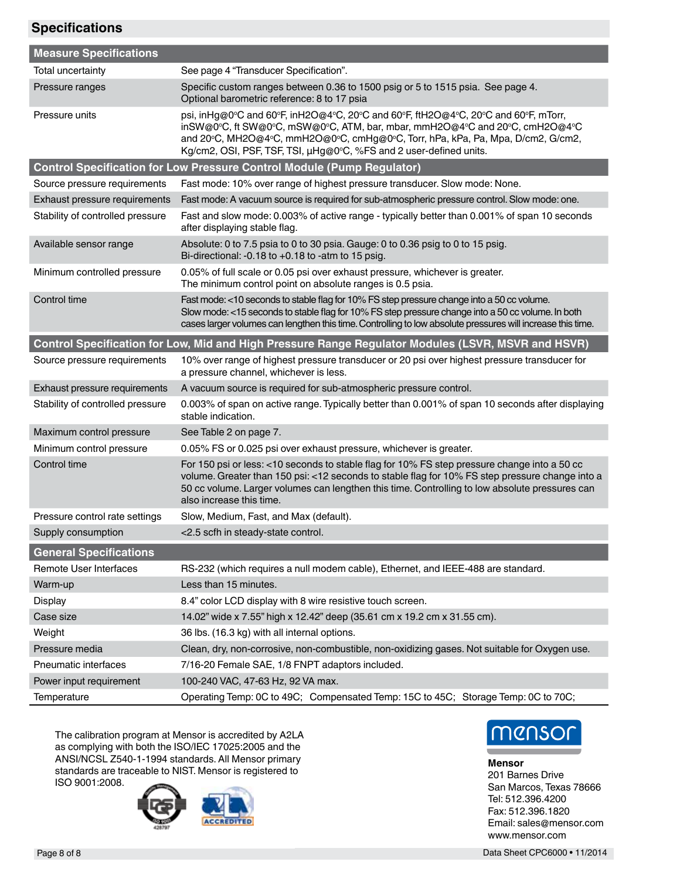## Specifications

| Measure Specifications | |
|---|---|
| Total uncertainty | See page 4 "Transducer Specification". |
| Pressure ranges | Specific custom ranges between 0.36 to 1500 psig or 5 to 1515 psia. See page 4.<br>Optional barometric reference: 8 to 17 psia |
| Pressure units | psi, inHg@0°C and 60°F, inH2O@4°C, 20°C and 60°F, ftH2O@4°C, 20°C and 60°F, mTorr, inSW@0°C, ft SW@0°C, mSW@0°C, ATM, bar, mbar, mmH2O@4°C and 20°C, cmH2O@4°C and 20°C, MH2O@4°C, mmH2O@0°C, cmHg@0°C, Torr, hPa, kPa, Pa, Mpa, D/cm2, G/cm2, Kg/cm2, OSI, PSF, TSF, TSI, μHg@0°C, %FS and 2 user-defined units. |
| **Control Specification for Low Pressure Control Module (Pump Regulator)** | |
| Source pressure requirements | Fast mode: 10% over range of highest pressure transducer. Slow mode: None. |
| Exhaust pressure requirements | Fast mode: A vacuum source is required for sub-atmospheric pressure control. Slow mode: one. |
| Stability of controlled pressure | Fast and slow mode: 0.003% of active range - typically better than 0.001% of span 10 seconds after displaying stable flag. |
| Available sensor range | Absolute: 0 to 7.5 psia to 0 to 30 psia. Gauge: 0 to 0.36 psig to 0 to 15 psig.<br>Bi-directional: -0.18 to +0.18 to -atm to 15 psig. |
| Minimum controlled pressure | 0.05% of full scale or 0.05 psi over exhaust pressure, whichever is greater.<br>The minimum control point on absolute ranges is 0.5 psia. |
| Control time | Fast mode: <10 seconds to stable flag for 10% FS step pressure change into a 50 cc volume.<br>Slow mode: <15 seconds to stable flag for 10% FS step pressure change into a 50 cc volume. In both cases larger volumes can lengthen this time. Controlling to low absolute pressures will increase this time. |
| **Control Specification for Low, Mid and High Pressure Range Regulator Modules (LSVR, MSVR and HSVR)** | |
| Source pressure requirements | 10% over range of highest pressure transducer or 20 psi over highest pressure transducer for a pressure channel, whichever is less. |
| Exhaust pressure requirements | A vacuum source is required for sub-atmospheric pressure control. |
| Stability of controlled pressure | 0.003% of span on active range. Typically better than 0.001% of span 10 seconds after displaying stable indication. |
| Maximum control pressure | See Table 2 on page 7. |
| Minimum control pressure | 0.05% FS or 0.025 psi over exhaust pressure, whichever is greater. |
| Control time | For 150 psi or less: <10 seconds to stable flag for 10% FS step pressure change into a 50 cc volume. Greater than 150 psi: <12 seconds to stable flag for 10% FS step pressure change into a 50 cc volume. Larger volumes can lengthen this time. Controlling to low absolute pressures can also increase this time. |
| Pressure control rate settings | Slow, Medium, Fast, and Max (default). |
| Supply consumption | <2.5 scfh in steady-state control. |
| **General Specifications** | |
| Remote User Interfaces | RS-232 (which requires a null modem cable), Ethernet, and IEEE-488 are standard. |
| Warm-up | Less than 15 minutes. |
| Display | 8.4" color LCD display with 8 wire resistive touch screen. |
| Case size | 14.02" wide x 7.55" high x 12.42" deep (35.61 cm x 19.2 cm x 31.55 cm). |
| Weight | 36 lbs. (16.3 kg) with all internal options. |
| Pressure media | Clean, dry, non-corrosive, non-combustible, non-oxidizing gases. Not suitable for Oxygen use. |
| Pneumatic interfaces | 7/16-20 Female SAE, 1/8 FNPT adaptors included. |
| Power input requirement | 100-240 VAC, 47-63 Hz, 92 VA max. |
| Temperature | Operating Temp: 0C to 49C; Compensated Temp: 15C to 45C; Storage Temp: 0C to 70C; |

The calibration program at Mensor is accredited by A2LA as complying with both the ISO/IEC 17025:2005 and the ANSI/NCSL Z540-1-1994 standards. All Mensor primary standards are traceable to NIST. Mensor is registered to ISO 9001:2008.

**Mensor**
201 Barnes Drive
San Marcos, Texas 78666
Tel: 512.396.4200
Fax: 512.396.1820
Email: sales@mensor.com
www.mensor.com

Data Sheet CPC6000 • 11/2014